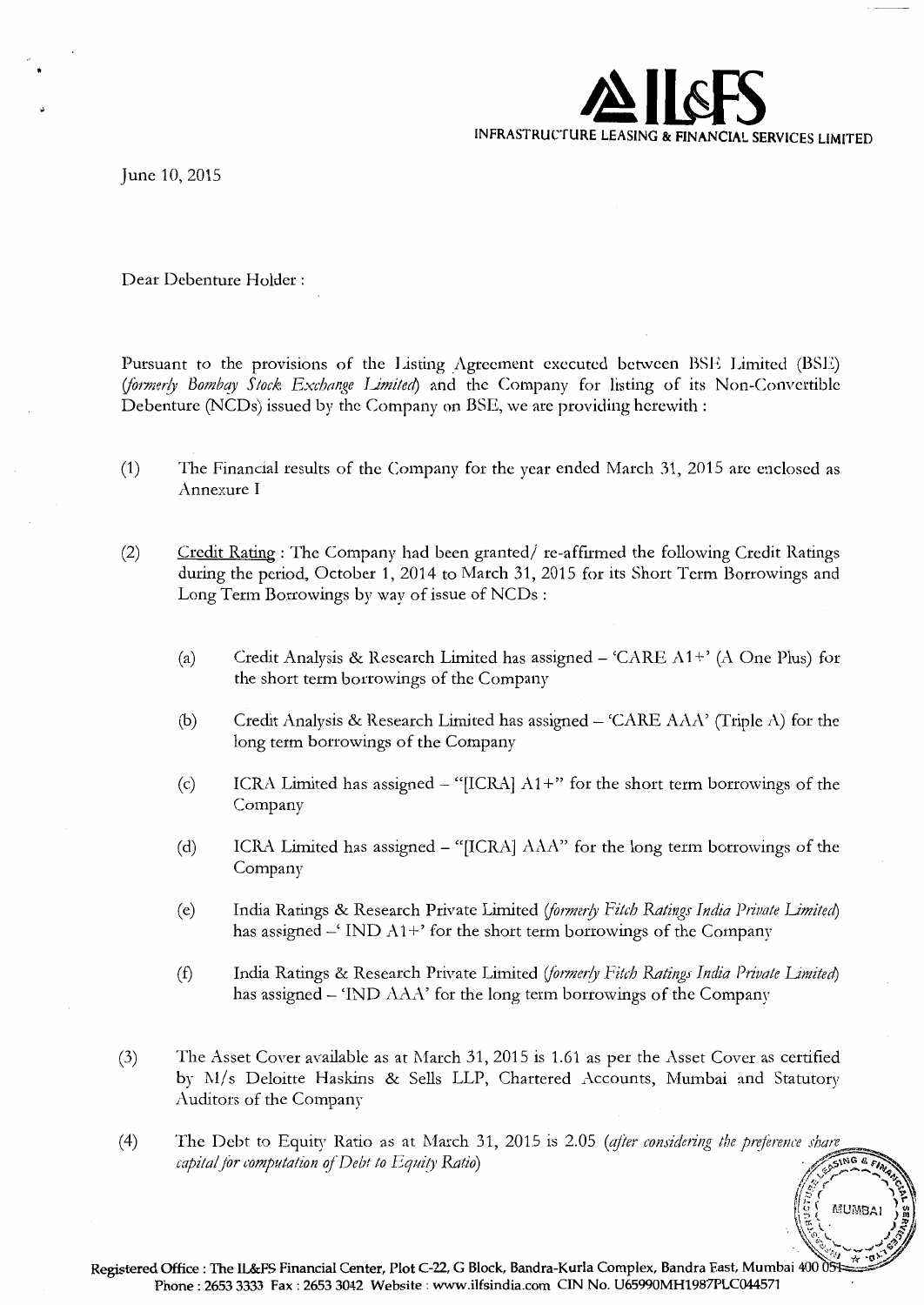IL&FS

INFRASTRUCTURE LEASING & FINANCIAL SERVICES LIMITED

June 10, 2015

Dear Debenture Holder :

Pursuant to the provisions of the Listing Agreement executed between BSE Limited (BSE) *(formerly Bombay Stock Exchange Limited)* and the Company for listing of its Non-Convertible Debenture (NCDs) issued by the Company on BSE, we are providing herewith :

(1) The Financial results of the Company for the year ended March 31, 2015 are enclosed as Annexure I

(2) Credit Rating : The Company had been granted/ re-affirmed the following Credit Ratings during the period, October 1, 2014 to March 31, 2015 for its Short Term Borrowings and Long Term Borrowings by way of issue of NCDs :

(a) Credit Analysis & Research Limited has assigned – 'CARE A1+' (A One Plus) for the short term borrowings of the Company

(b) Credit Analysis & Research Limited has assigned – 'CARE AAA' (Triple A) for the long term borrowings of the Company

(c) ICRA Limited has assigned – "[ICRA] A1+" for the short term borrowings of the Company

(d) ICRA Limited has assigned – "[ICRA] AAA" for the long term borrowings of the Company

(e) India Ratings & Research Private Limited *(formerly Fitch Ratings India Private Limited)* has assigned –' IND A1+' for the short term borrowings of the Company

(f) India Ratings & Research Private Limited *(formerly Fitch Ratings India Private Limited)* has assigned – 'IND AAA' for the long term borrowings of the Company

(3) The Asset Cover available as at March 31, 2015 is 1.61 as per the Asset Cover as certified by M/s Deloitte Haskins & Sells LLP, Chartered Accounts, Mumbai and Statutory Auditors of the Company

(4) The Debt to Equity Ratio as at March 31, 2015 is 2.05 *(after considering the preference share capital for computation of Debt to Equity Ratio)*

Registered Office : The IL&FS Financial Center, Plot C-22, G Block, Bandra-Kurla Complex, Bandra East, Mumbai 400 051
Phone : 2653 3333 Fax : 2653 3042 Website : www.ilfsindia.com CIN No. U65990MH1987PLC044571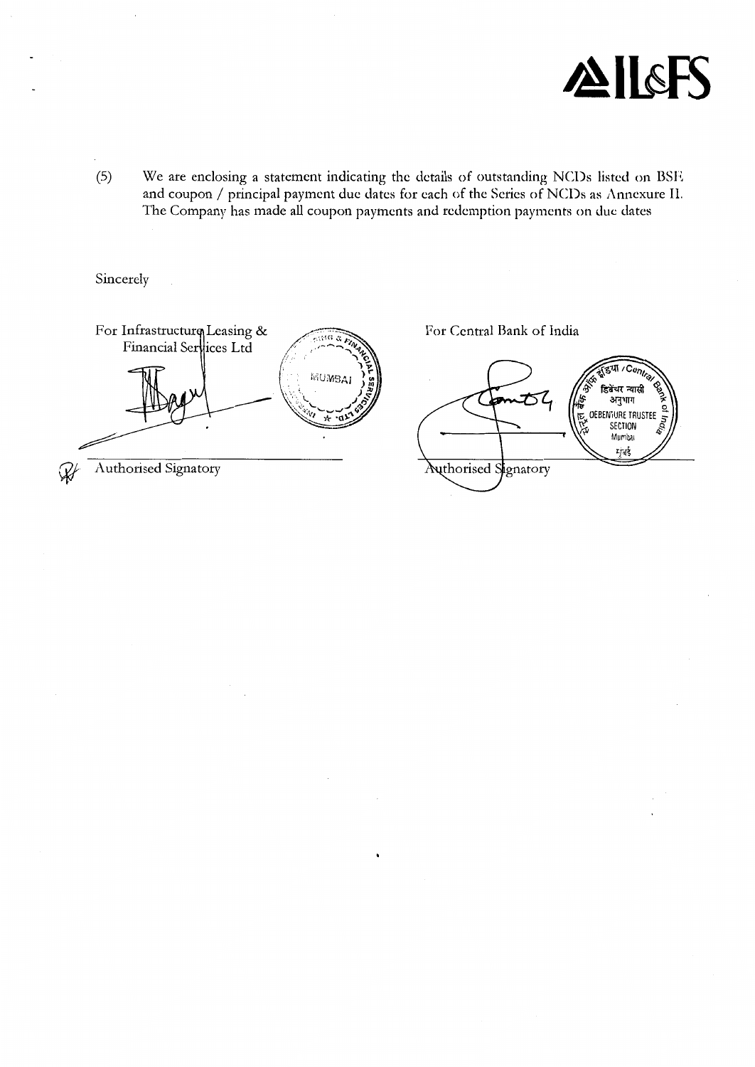(5) We are enclosing a statement indicating the details of outstanding NCDs listed on BSE and coupon / principal payment due dates for each of the Series of NCDs as Annexure II. The Company has made all coupon payments and redemption payments on due dates

Sincerely

For Infrastructure Leasing & Financial Services Ltd

Authorised Signatory

For Central Bank of India

Authorised Signatory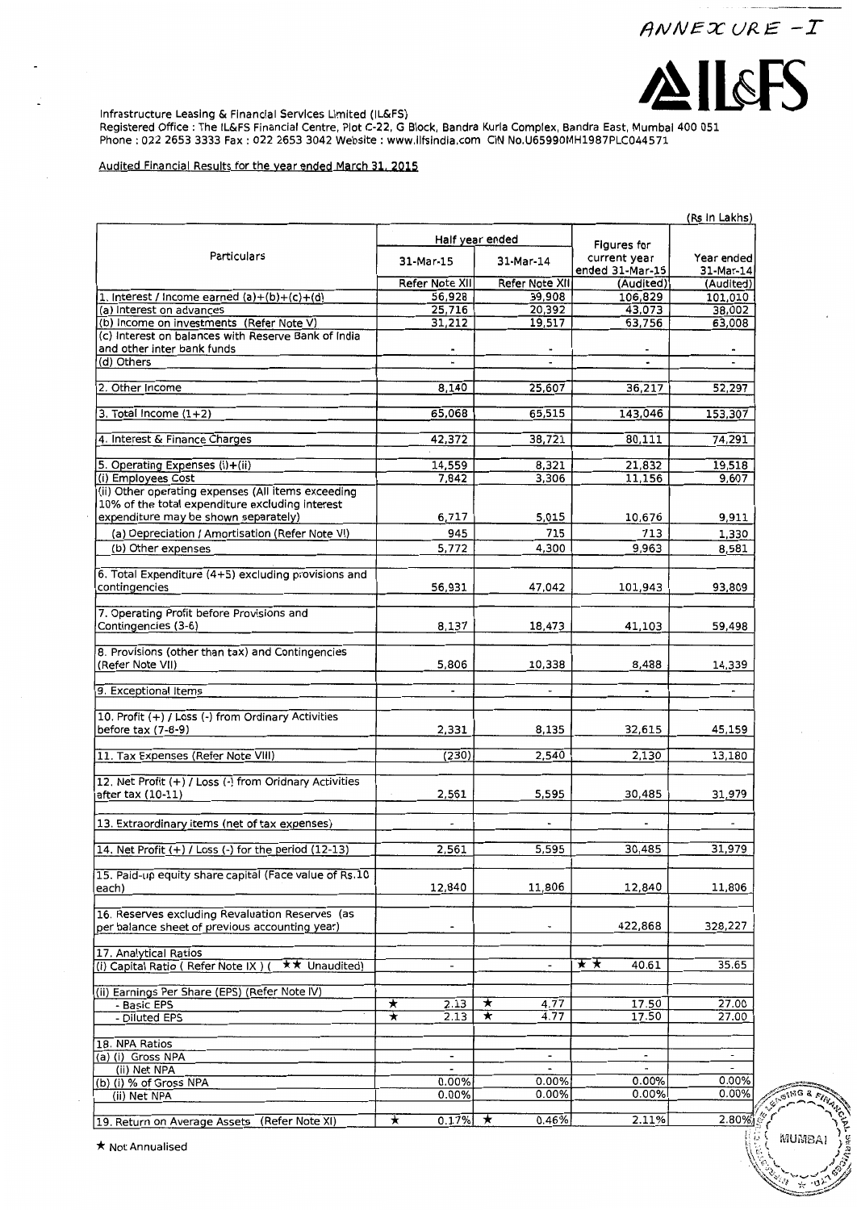ANNEXURE -I

IL&FS

Infrastructure Leasing & Financial Services Limited (IL&FS)
Registered Office : The IL&FS Financial Centre, Plot C-22, G Block, Bandra Kurla Complex, Bandra East, Mumbai 400 051
Phone : 022 2653 3333 Fax : 022 2653 3042 Website : www.ilfsindia.com CIN No.U65990MH1987PLC044571

Audited Financial Results for the year ended March 31, 2015

(Rs in Lakhs)

| Particulars | Half year ended | | Figures for current year ended 31-Mar-15 | Year ended 31-Mar-14 |
|---|---|---|---|---|
| | 31-Mar-15 | 31-Mar-14 | | |
| | Refer Note XII | Refer Note XII | (Audited) | (Audited) |
| 1. Interest / Income earned (a)+(b)+(c)+(d) | 56,928 | 39,908 | 106,829 | 101,010 |
| (a) Interest on advances | 25,716 | 20,392 | 43,073 | 38,002 |
| (b) Income on investments (Refer Note V) | 31,212 | 19,517 | 63,756 | 63,008 |
| (c) Interest on balances with Reserve Bank of India and other inter bank funds | - | - | - | - |
| (d) Others | - | - | - | - |
| 2. Other Income | 8,140 | 25,607 | 36,217 | 52,297 |
| 3. Total Income (1+2) | 65,068 | 65,515 | 143,046 | 153,307 |
| 4. Interest & Finance Charges | 42,372 | 38,721 | 80,111 | 74,291 |
| 5. Operating Expenses (i)+(ii) | 14,559 | 8,321 | 21,832 | 19,518 |
| (i) Employees Cost | 7,842 | 3,306 | 11,156 | 9,607 |
| (ii) Other operating expenses (All items exceeding 10% of the total expenditure excluding interest expenditure may be shown separately) | 6,717 | 5,015 | 10,676 | 9,911 |
| (a) Depreciation / Amortisation (Refer Note VI) | 945 | 715 | 713 | 1,330 |
| (b) Other expenses | 5,772 | 4,300 | 9,963 | 8,581 |
| 6. Total Expenditure (4+5) excluding provisions and contingencies | 56,931 | 47,042 | 101,943 | 93,809 |
| 7. Operating Profit before Provisions and Contingencies (3-6) | 8,137 | 18,473 | 41,103 | 59,498 |
| 8. Provisions (other than tax) and Contingencies (Refer Note VII) | 5,806 | 10,338 | 8,488 | 14,339 |
| 9. Exceptional Items | - | - | - | - |
| 10. Profit (+) / Loss (-) from Ordinary Activities before tax (7-8-9) | 2,331 | 8,135 | 32,615 | 45,159 |
| 11. Tax Expenses (Refer Note VIII) | (230) | 2,540 | 2,130 | 13,180 |
| 12. Net Profit (+) / Loss (-) from Oridnary Activities after tax (10-11) | 2,561 | 5,595 | 30,485 | 31,979 |
| 13. Extraordinary items (net of tax expenses) | - | - | - | - |
| 14. Net Profit (+) / Loss (-) for the period (12-13) | 2,561 | 5,595 | 30,485 | 31,979 |
| 15. Paid-up equity share capital (Face value of Rs.10 each) | 12,840 | 11,806 | 12,840 | 11,806 |
| 16. Reserves excluding Revaluation Reserves (as per balance sheet of previous accounting year) | - | - | 422,868 | 328,227 |
| 17. Analytical Ratios | | | | |
| (i) Capital Ratio ( Refer Note IX ) ( ★★ Unaudited) | - | - | ★★ 40.61 | 35.65 |
| (ii) Earnings Per Share (EPS) (Refer Note IV) | | | | |
| - Basic EPS | ★ 2.13 | ★ 4.77 | 17.50 | 27.00 |
| - Diluted EPS | ★ 2.13 | ★ 4.77 | 17.50 | 27.00 |
| 18. NPA Ratios | | | | |
| (a) (i) Gross NPA | - | - | - | - |
| (ii) Net NPA | - | - | - | - |
| (b) (i) % of Gross NPA | 0.00% | 0.00% | 0.00% | 0.00% |
| (ii) Net NPA | 0.00% | 0.00% | 0.00% | 0.00% |
| 19. Return on Average Assets (Refer Note XI) | ★ 0.17% | ★ 0.46% | 2.11% | 2.80% |

★ Not Annualised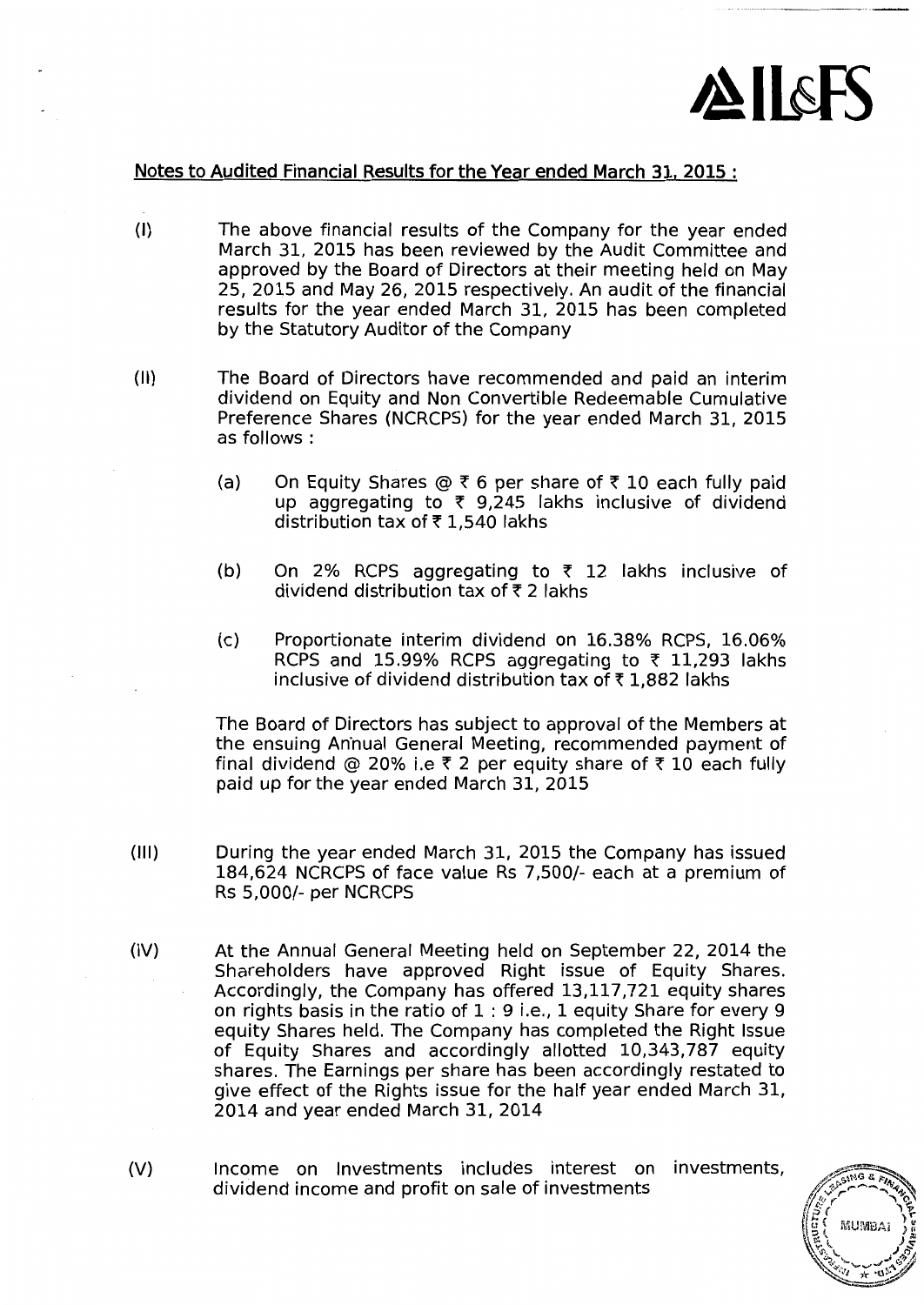**Notes to Audited Financial Results for the Year ended March 31, 2015 :**

(I) The above financial results of the Company for the year ended March 31, 2015 has been reviewed by the Audit Committee and approved by the Board of Directors at their meeting held on May 25, 2015 and May 26, 2015 respectively. An audit of the financial results for the year ended March 31, 2015 has been completed by the Statutory Auditor of the Company

(II) The Board of Directors have recommended and paid an interim dividend on Equity and Non Convertible Redeemable Cumulative Preference Shares (NCRCPS) for the year ended March 31, 2015 as follows :

(a) On Equity Shares @ ₹ 6 per share of ₹ 10 each fully paid up aggregating to ₹ 9,245 lakhs inclusive of dividend distribution tax of ₹ 1,540 lakhs

(b) On 2% RCPS aggregating to ₹ 12 lakhs inclusive of dividend distribution tax of ₹ 2 lakhs

(c) Proportionate interim dividend on 16.38% RCPS, 16.06% RCPS and 15.99% RCPS aggregating to ₹ 11,293 lakhs inclusive of dividend distribution tax of ₹ 1,882 lakhs

The Board of Directors has subject to approval of the Members at the ensuing Annual General Meeting, recommended payment of final dividend @ 20% i.e ₹ 2 per equity share of ₹ 10 each fully paid up for the year ended March 31, 2015

(III) During the year ended March 31, 2015 the Company has issued 184,624 NCRCPS of face value Rs 7,500/- each at a premium of Rs 5,000/- per NCRCPS

(IV) At the Annual General Meeting held on September 22, 2014 the Shareholders have approved Right issue of Equity Shares. Accordingly, the Company has offered 13,117,721 equity shares on rights basis in the ratio of 1 : 9 i.e., 1 equity Share for every 9 equity Shares held. The Company has completed the Right Issue of Equity Shares and accordingly allotted 10,343,787 equity shares. The Earnings per share has been accordingly restated to give effect of the Rights issue for the half year ended March 31, 2014 and year ended March 31, 2014

(V) Income on Investments includes interest on investments, dividend income and profit on sale of investments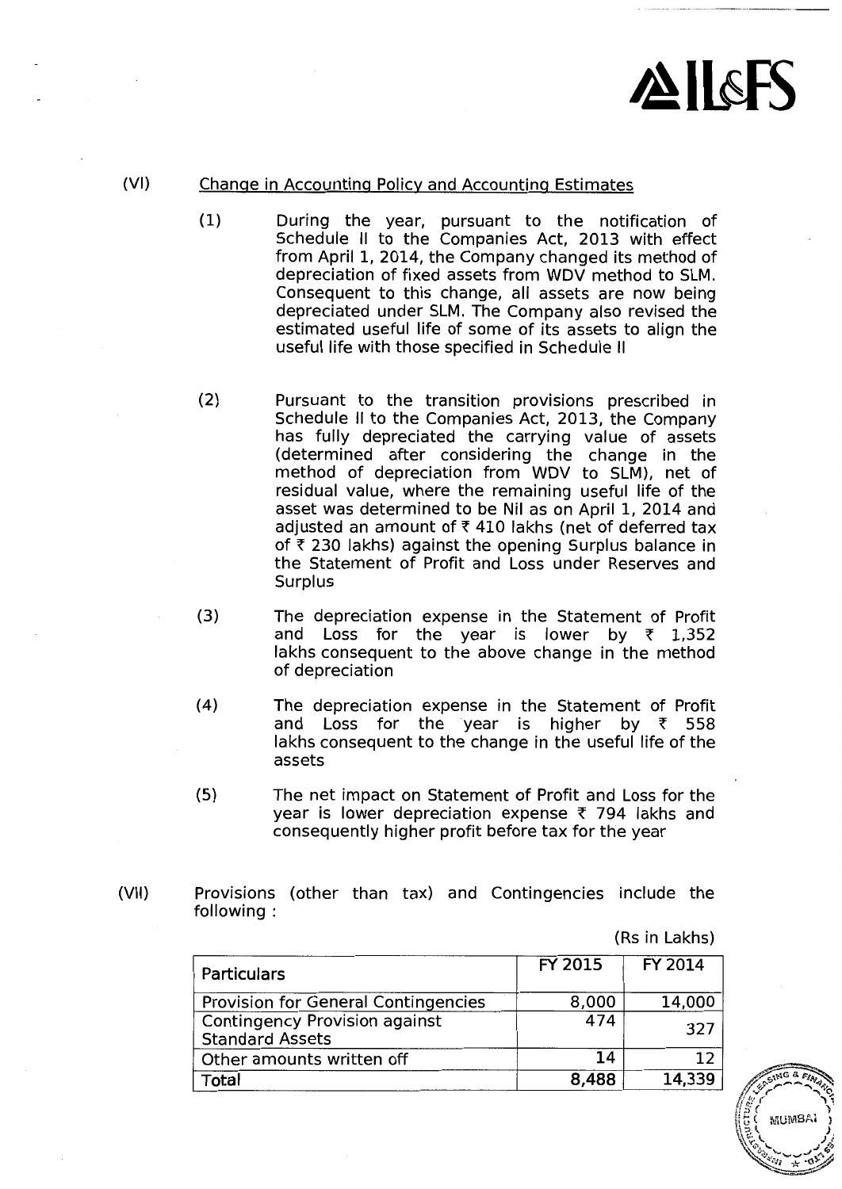(VI) Change in Accounting Policy and Accounting Estimates

(1) During the year, pursuant to the notification of Schedule II to the Companies Act, 2013 with effect from April 1, 2014, the Company changed its method of depreciation of fixed assets from WDV method to SLM. Consequent to this change, all assets are now being depreciated under SLM. The Company also revised the estimated useful life of some of its assets to align the useful life with those specified in Schedule II

(2) Pursuant to the transition provisions prescribed in Schedule II to the Companies Act, 2013, the Company has fully depreciated the carrying value of assets (determined after considering the change in the method of depreciation from WDV to SLM), net of residual value, where the remaining useful life of the asset was determined to be Nil as on April 1, 2014 and adjusted an amount of ₹ 410 lakhs (net of deferred tax of ₹ 230 lakhs) against the opening Surplus balance in the Statement of Profit and Loss under Reserves and Surplus

(3) The depreciation expense in the Statement of Profit and Loss for the year is lower by ₹ 1,352 lakhs consequent to the above change in the method of depreciation

(4) The depreciation expense in the Statement of Profit and Loss for the year is higher by ₹ 558 lakhs consequent to the change in the useful life of the assets

(5) The net impact on Statement of Profit and Loss for the year is lower depreciation expense ₹ 794 lakhs and consequently higher profit before tax for the year

(VII) Provisions (other than tax) and Contingencies include the following :

(Rs in Lakhs)

| Particulars | FY 2015 | FY 2014 |
|---|---|---|
| Provision for General Contingencies | 8,000 | 14,000 |
| Contingency Provision against Standard Assets | 474 | 327 |
| Other amounts written off | 14 | 12 |
| Total | 8,488 | 14,339 |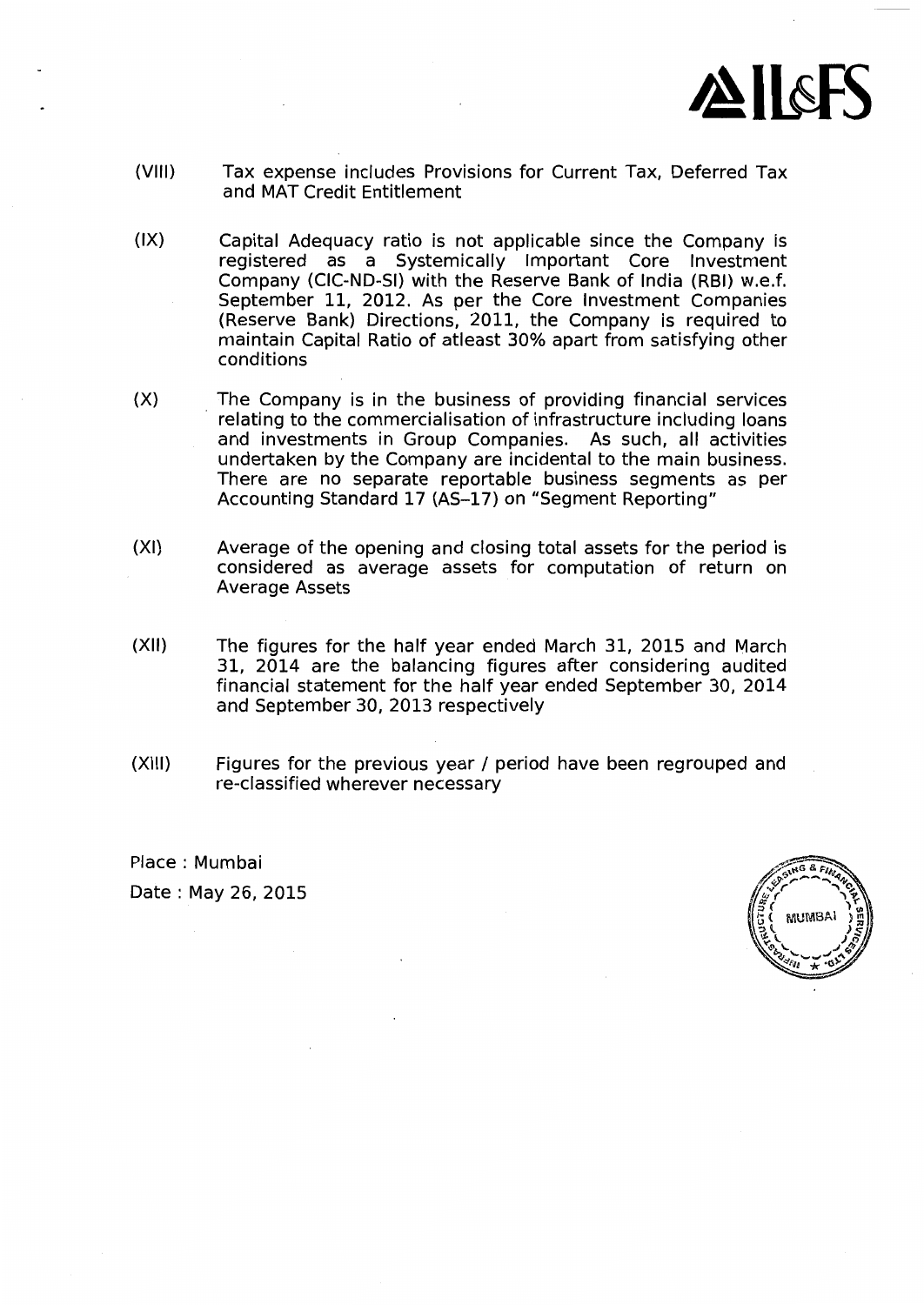(VIII) Tax expense includes Provisions for Current Tax, Deferred Tax and MAT Credit Entitlement

(IX) Capital Adequacy ratio is not applicable since the Company is registered as a Systemically Important Core Investment Company (CIC-ND-SI) with the Reserve Bank of India (RBI) w.e.f. September 11, 2012. As per the Core Investment Companies (Reserve Bank) Directions, 2011, the Company is required to maintain Capital Ratio of atleast 30% apart from satisfying other conditions

(X) The Company is in the business of providing financial services relating to the commercialisation of infrastructure including loans and investments in Group Companies. As such, all activities undertaken by the Company are incidental to the main business. There are no separate reportable business segments as per Accounting Standard 17 (AS–17) on "Segment Reporting"

(XI) Average of the opening and closing total assets for the period is considered as average assets for computation of return on Average Assets

(XII) The figures for the half year ended March 31, 2015 and March 31, 2014 are the balancing figures after considering audited financial statement for the half year ended September 30, 2014 and September 30, 2013 respectively

(XIII) Figures for the previous year / period have been regrouped and re-classified wherever necessary

Place : Mumbai

Date : May 26, 2015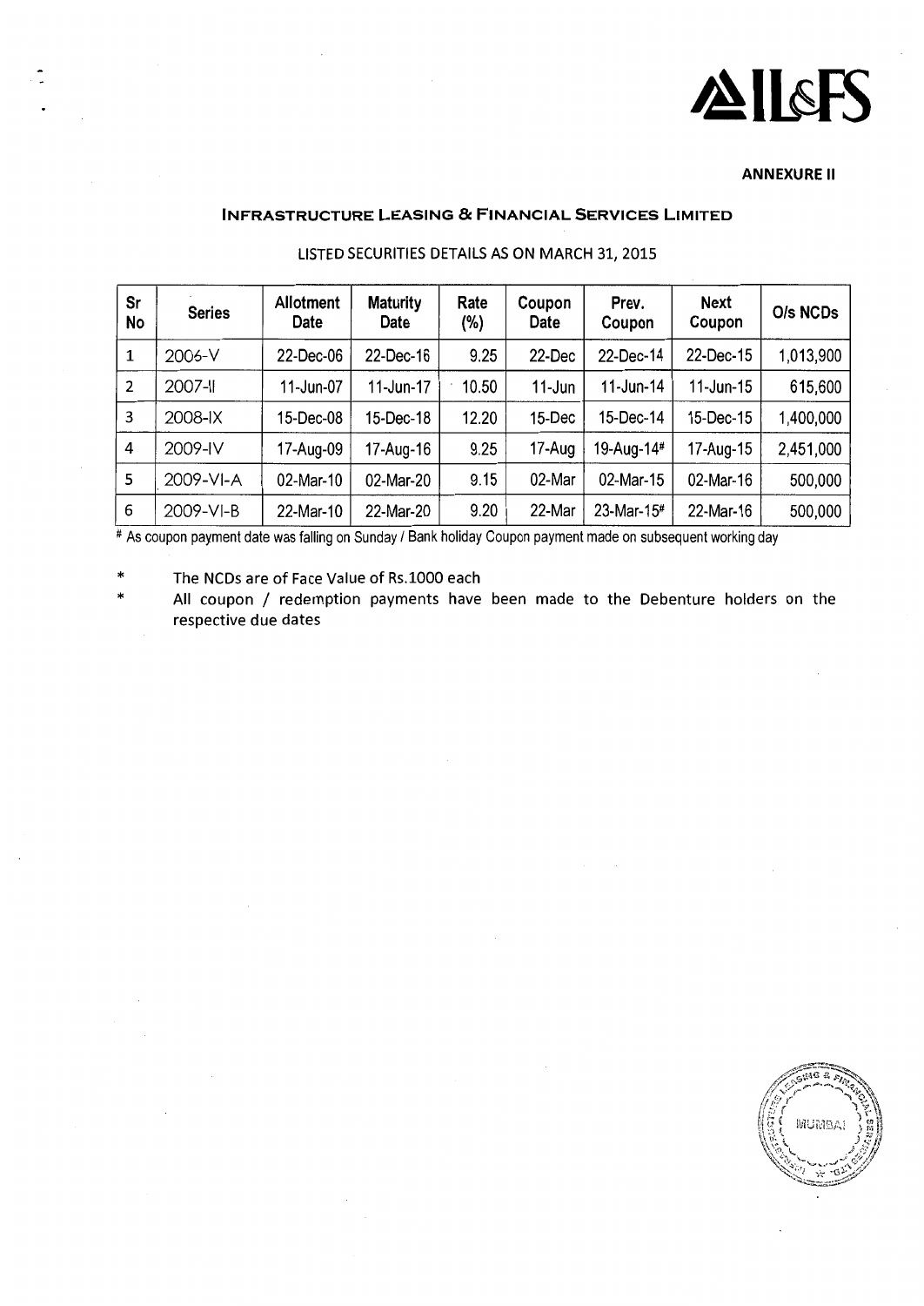**ANNEXURE II**

## INFRASTRUCTURE LEASING & FINANCIAL SERVICES LIMITED

LISTED SECURITIES DETAILS AS ON MARCH 31, 2015

| Sr No | Series | Allotment Date | Maturity Date | Rate (%) | Coupon Date | Prev. Coupon | Next Coupon | O/s NCDs |
|---|---|---|---|---|---|---|---|---|
| 1 | 2006-V | 22-Dec-06 | 22-Dec-16 | 9.25 | 22-Dec | 22-Dec-14 | 22-Dec-15 | 1,013,900 |
| 2 | 2007-II | 11-Jun-07 | 11-Jun-17 | 10.50 | 11-Jun | 11-Jun-14 | 11-Jun-15 | 615,600 |
| 3 | 2008-IX | 15-Dec-08 | 15-Dec-18 | 12.20 | 15-Dec | 15-Dec-14 | 15-Dec-15 | 1,400,000 |
| 4 | 2009-IV | 17-Aug-09 | 17-Aug-16 | 9.25 | 17-Aug | 19-Aug-14# | 17-Aug-15 | 2,451,000 |
| 5 | 2009-VI-A | 02-Mar-10 | 02-Mar-20 | 9.15 | 02-Mar | 02-Mar-15 | 02-Mar-16 | 500,000 |
| 6 | 2009-VI-B | 22-Mar-10 | 22-Mar-20 | 9.20 | 22-Mar | 23-Mar-15# | 22-Mar-16 | 500,000 |

# As coupon payment date was falling on Sunday / Bank holiday Coupon payment made on subsequent working day

* The NCDs are of Face Value of Rs.1000 each
* All coupon / redemption payments have been made to the Debenture holders on the respective due dates